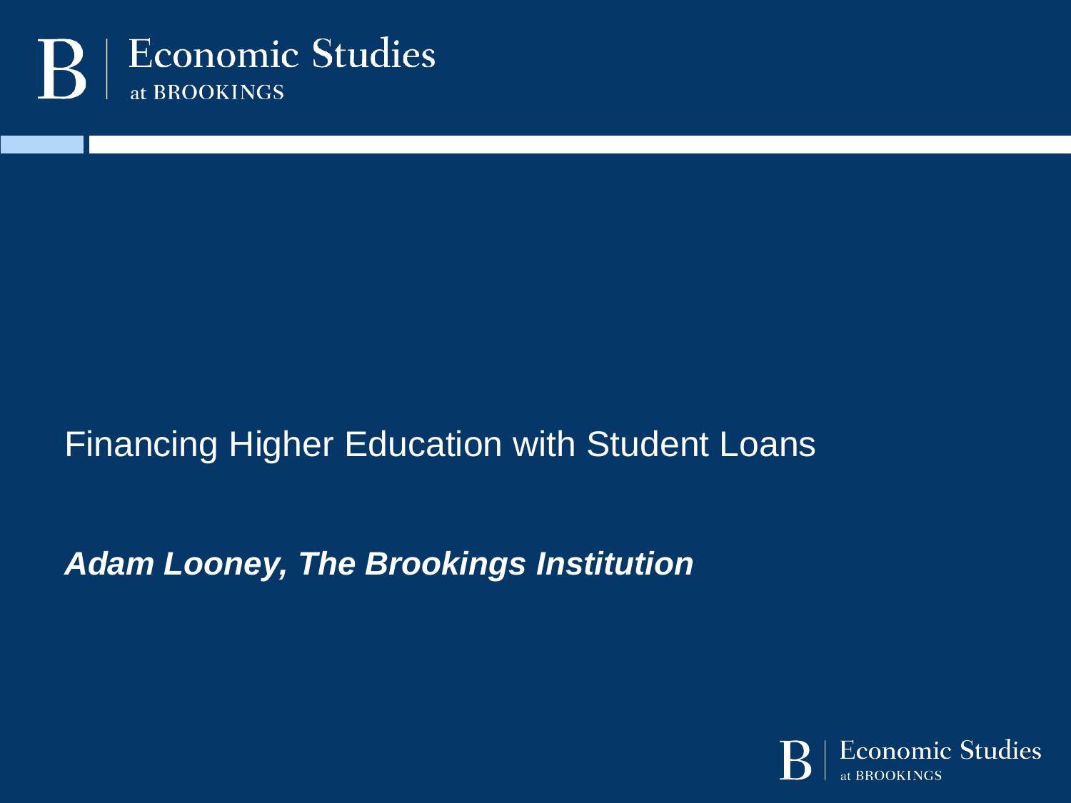Economic Studies at BROOKINGS

# Financing Higher Education with Student Loans

***Adam Looney, The Brookings Institution***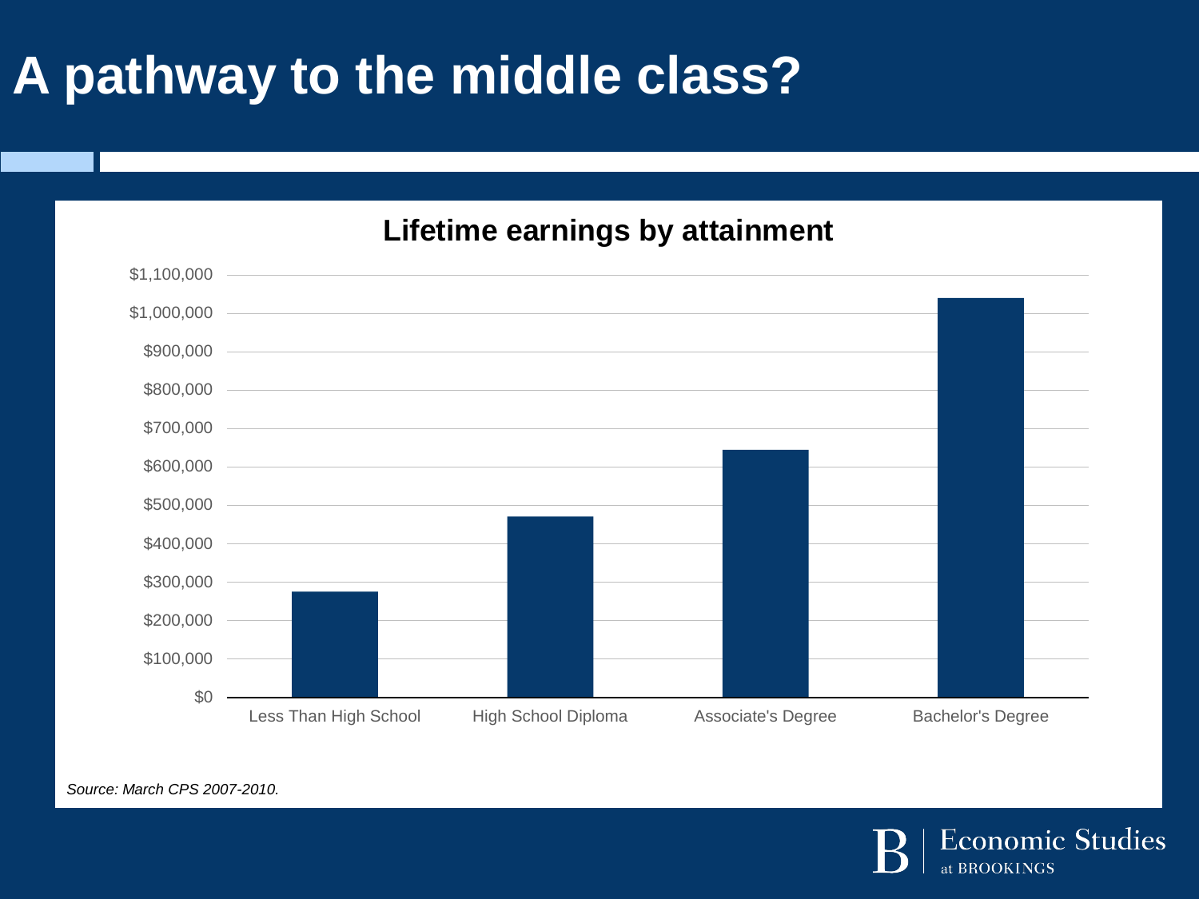# A pathway to the middle class?

**Lifetime earnings by attainment**

| Attainment | Lifetime earnings |
|---|---|
| Less Than High School | ~$275,000 |
| High School Diploma | ~$470,000 |
| Associate's Degree | ~$645,000 |
| Bachelor's Degree | ~$1,040,000 |

*Source: March CPS 2007-2010.*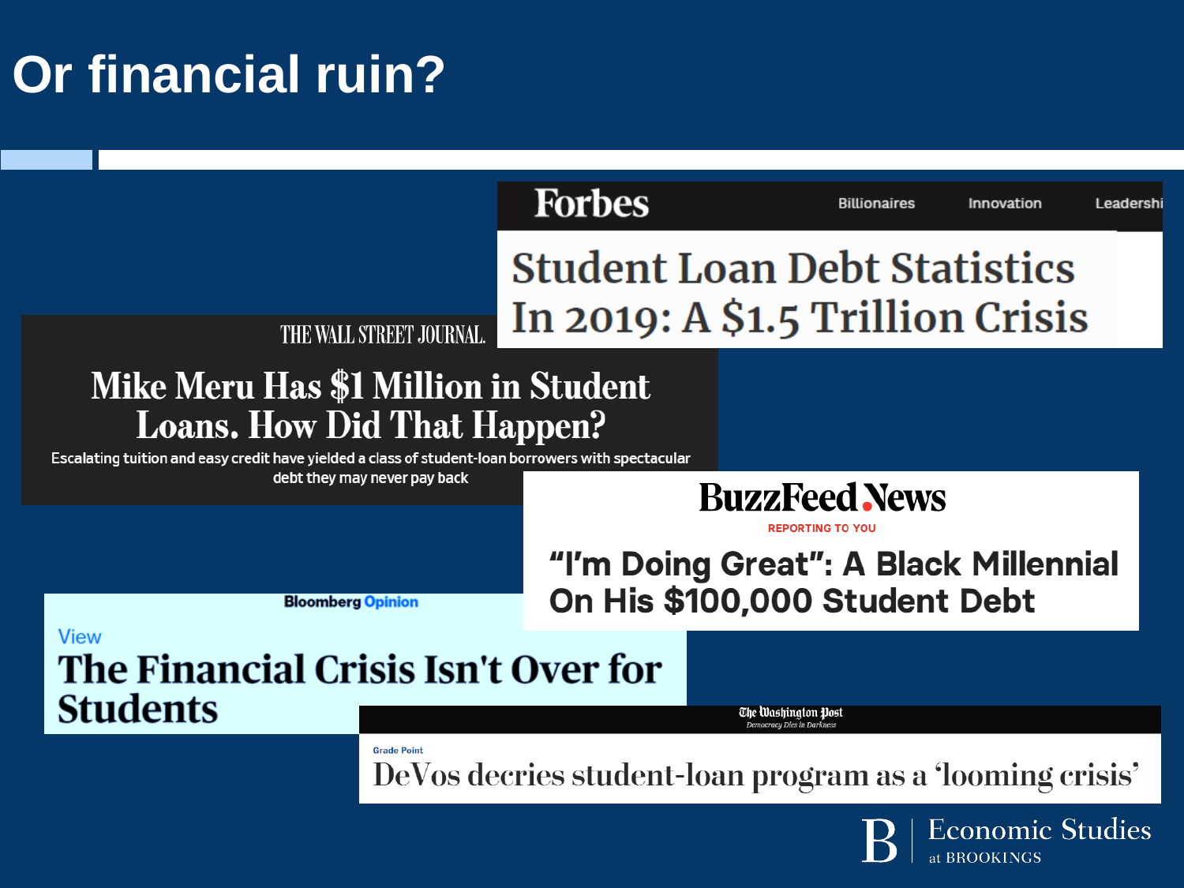# Or financial ruin?

**Forbes**

Billionaires | Innovation | Leadershi

## Student Loan Debt Statistics In 2019: A $1.5 Trillion Crisis

**THE WALL STREET JOURNAL.**

## Mike Meru Has $1 Million in Student Loans. How Did That Happen?

Escalating tuition and easy credit have yielded a class of student-loan borrowers with spectacular debt they may never pay back

**BuzzFeed News**

REPORTING TO YOU

## "I'm Doing Great": A Black Millennial On His $100,000 Student Debt

**Bloomberg Opinion**

View

## The Financial Crisis Isn't Over for Students

**The Washington Post**

*Democracy Dies in Darkness*

Grade Point

## DeVos decries student-loan program as a 'looming crisis'

Economic Studies at BROOKINGS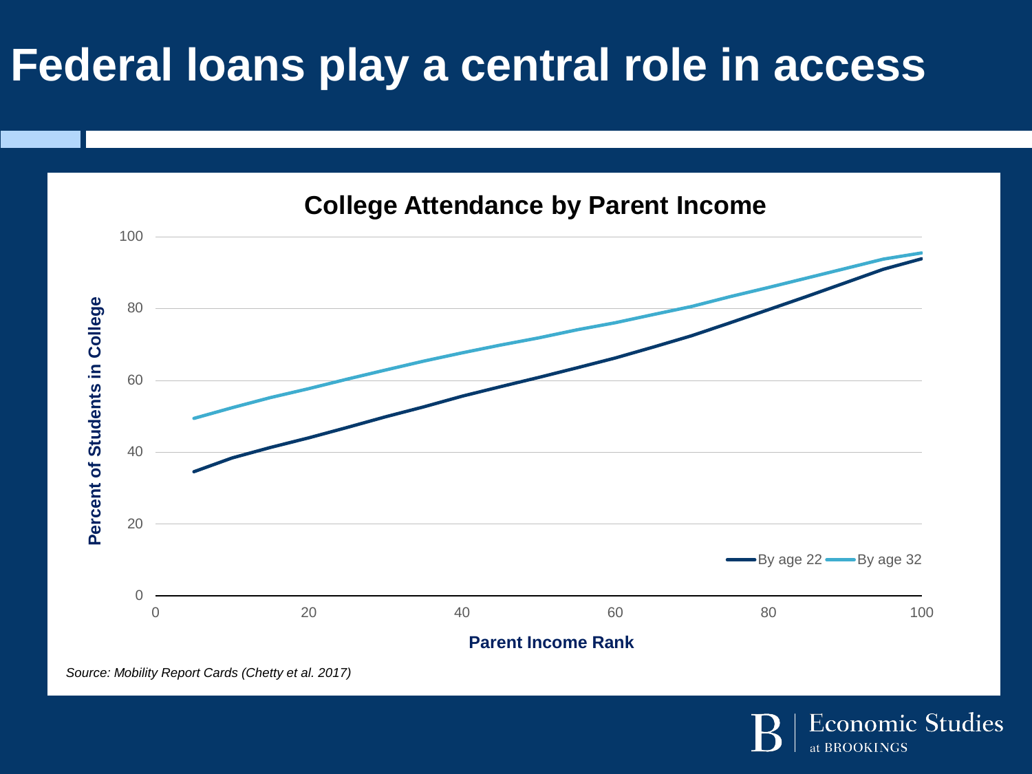# Federal loans play a central role in access

**College Attendance by Parent Income**

*Source: Mobility Report Cards (Chetty et al. 2017)*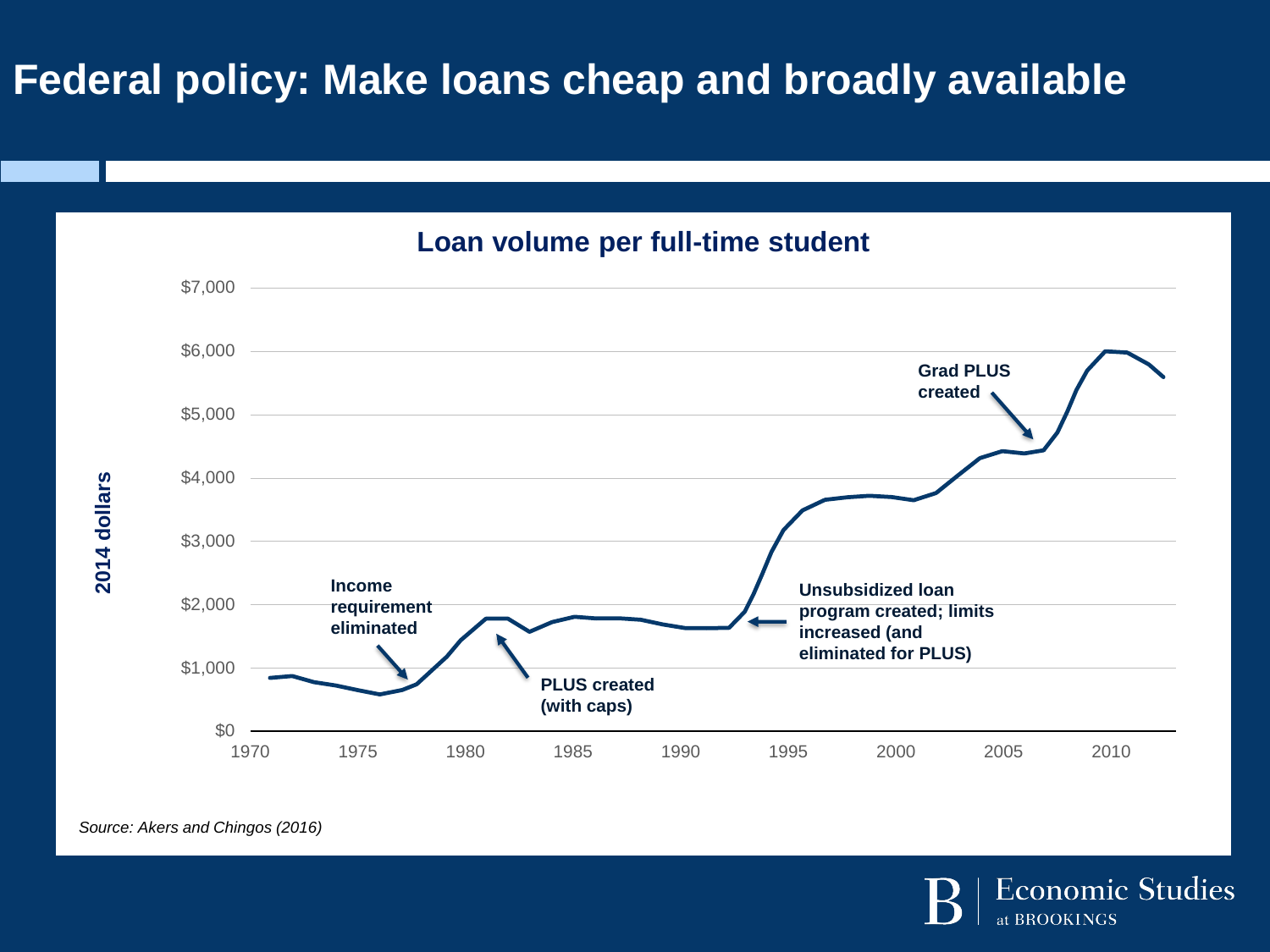# Federal policy: Make loans cheap and broadly available

**Loan volume per full-time student**

2014 dollars

$7,000
$6,000
$5,000
$4,000
$3,000
$2,000
$1,000
$0

1970 1975 1980 1985 1990 1995 2000 2005 2010

**Income requirement eliminated**

**PLUS created (with caps)**

**Unsubsidized loan program created; limits increased (and eliminated for PLUS)**

**Grad PLUS created**

*Source: Akers and Chingos (2016)*

Economic Studies at BROOKINGS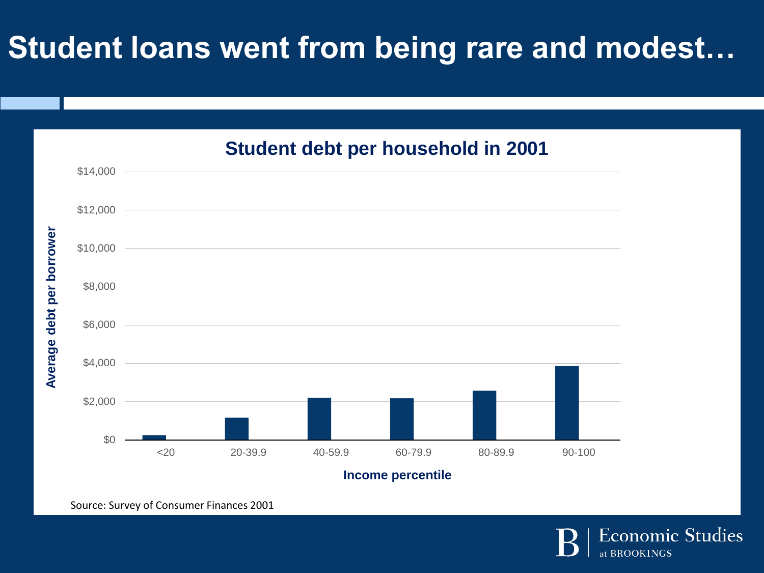# Student loans went from being rare and modest…

**Student debt per household in 2001**

| Income percentile | Average debt per borrower |
| --- | --- |
| <20 | ~$250 |
| 20-39.9 | ~$1,150 |
| 40-59.9 | ~$2,200 |
| 60-79.9 | ~$2,150 |
| 80-89.9 | ~$2,550 |
| 90-100 | ~$3,850 |

Source: Survey of Consumer Finances 2001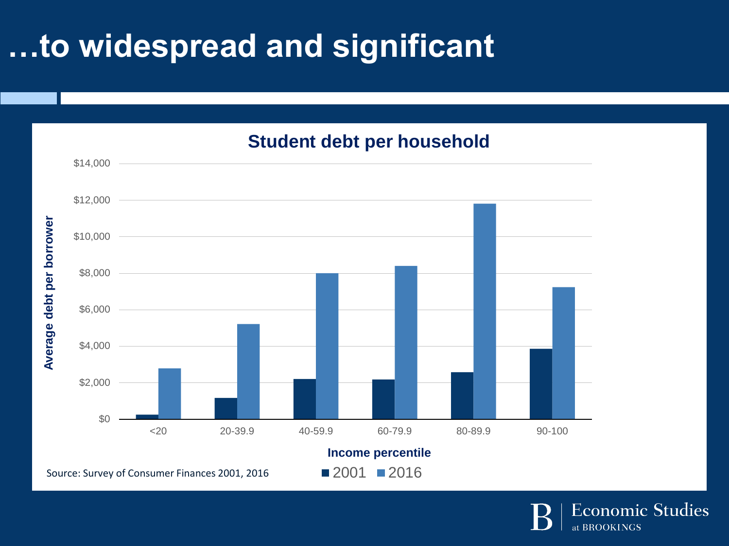# …to widespread and significant

**Student debt per household**

Average debt per borrower

| Income percentile | 2001 | 2016 |
|---|---|---|
| <20 | ~$250 | ~$2,800 |
| 20-39.9 | ~$1,150 | ~$5,200 |
| 40-59.9 | ~$2,200 | ~$8,000 |
| 60-79.9 | ~$2,150 | ~$8,400 |
| 80-89.9 | ~$2,550 | ~$11,800 |
| 90-100 | ~$3,850 | ~$7,200 |

Source: Survey of Consumer Finances 2001, 2016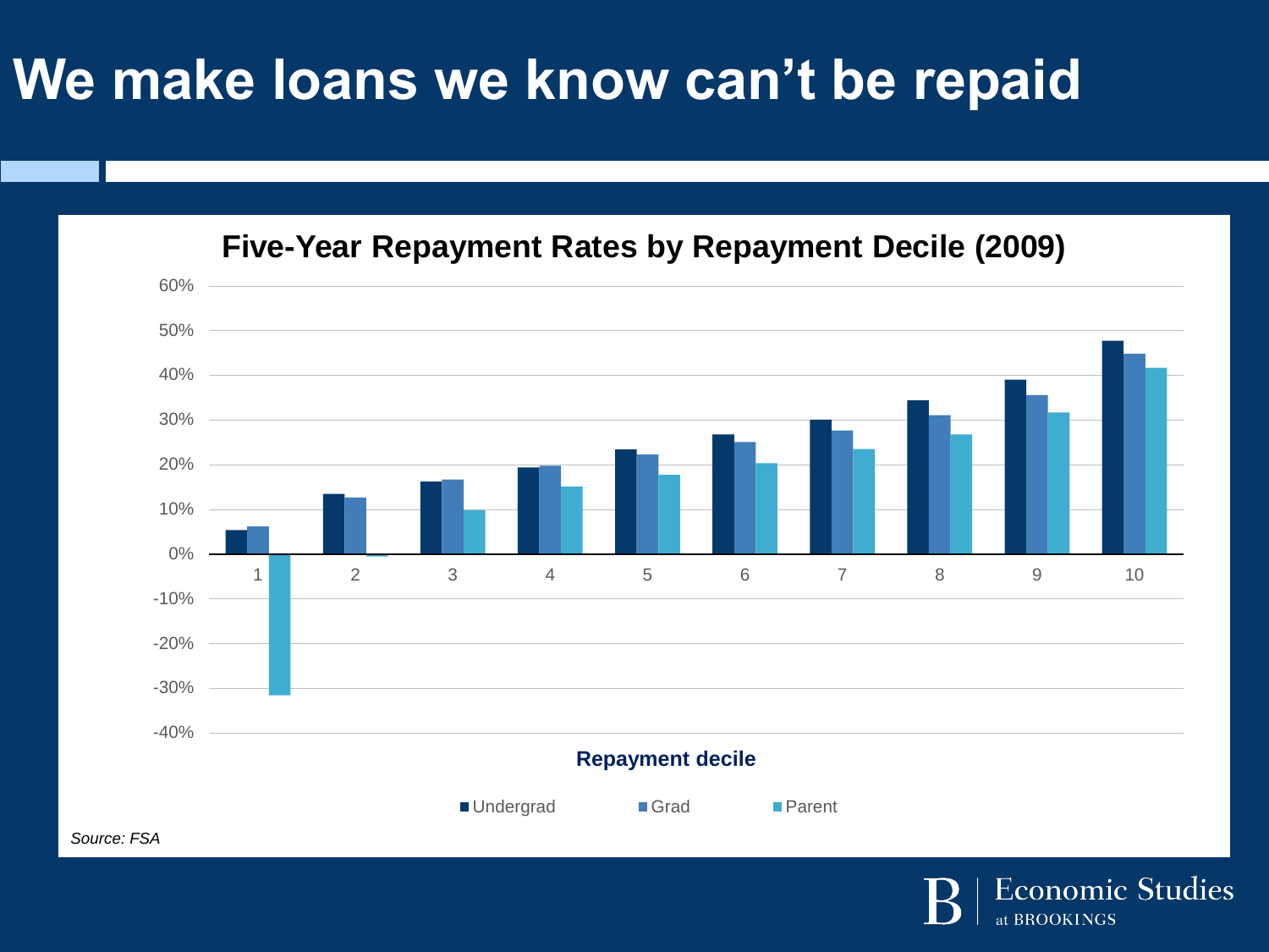# We make loans we know can't be repaid

**Five-Year Repayment Rates by Repayment Decile (2009)**

Repayment decile

Undergrad | Grad | Parent

*Source: FSA*

Economic Studies at BROOKINGS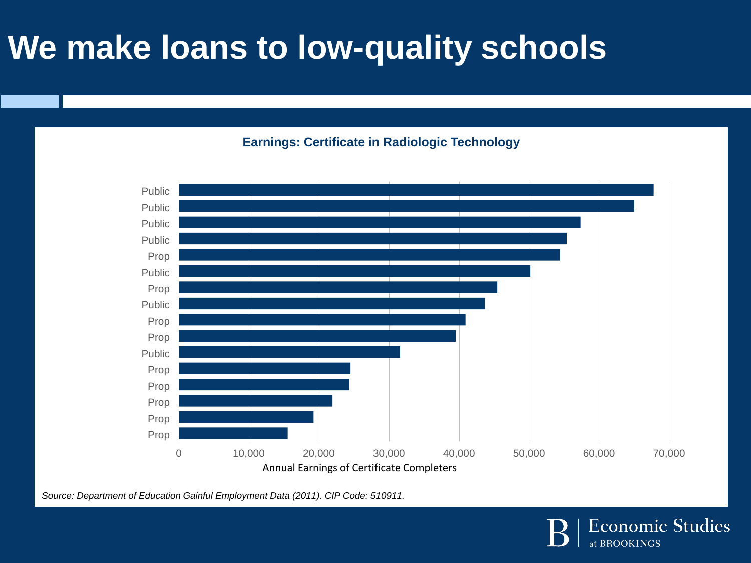# We make loans to low-quality schools

**Earnings: Certificate in Radiologic Technology**

| School type | Annual Earnings of Certificate Completers |
| --- | --- |
| Public | ~68,000 |
| Public | ~65,000 |
| Public | ~57,500 |
| Public | ~55,500 |
| Prop | ~54,500 |
| Public | ~50,000 |
| Prop | ~45,500 |
| Public | ~43,500 |
| Prop | ~41,000 |
| Prop | ~39,500 |
| Public | ~31,500 |
| Prop | ~24,500 |
| Prop | ~24,500 |
| Prop | ~22,000 |
| Prop | ~19,000 |
| Prop | ~15,500 |

*Source: Department of Education Gainful Employment Data (2011). CIP Code: 510911.*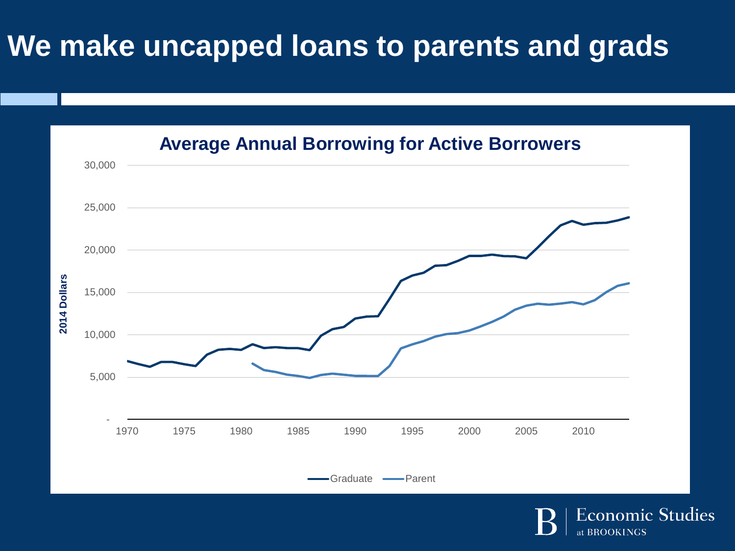# We make uncapped loans to parents and grads

**Average Annual Borrowing for Active Borrowers**

2014 Dollars

30,000
25,000
20,000
15,000
10,000
5,000
-

1970 1975 1980 1985 1990 1995 2000 2005 2010

Graduate Parent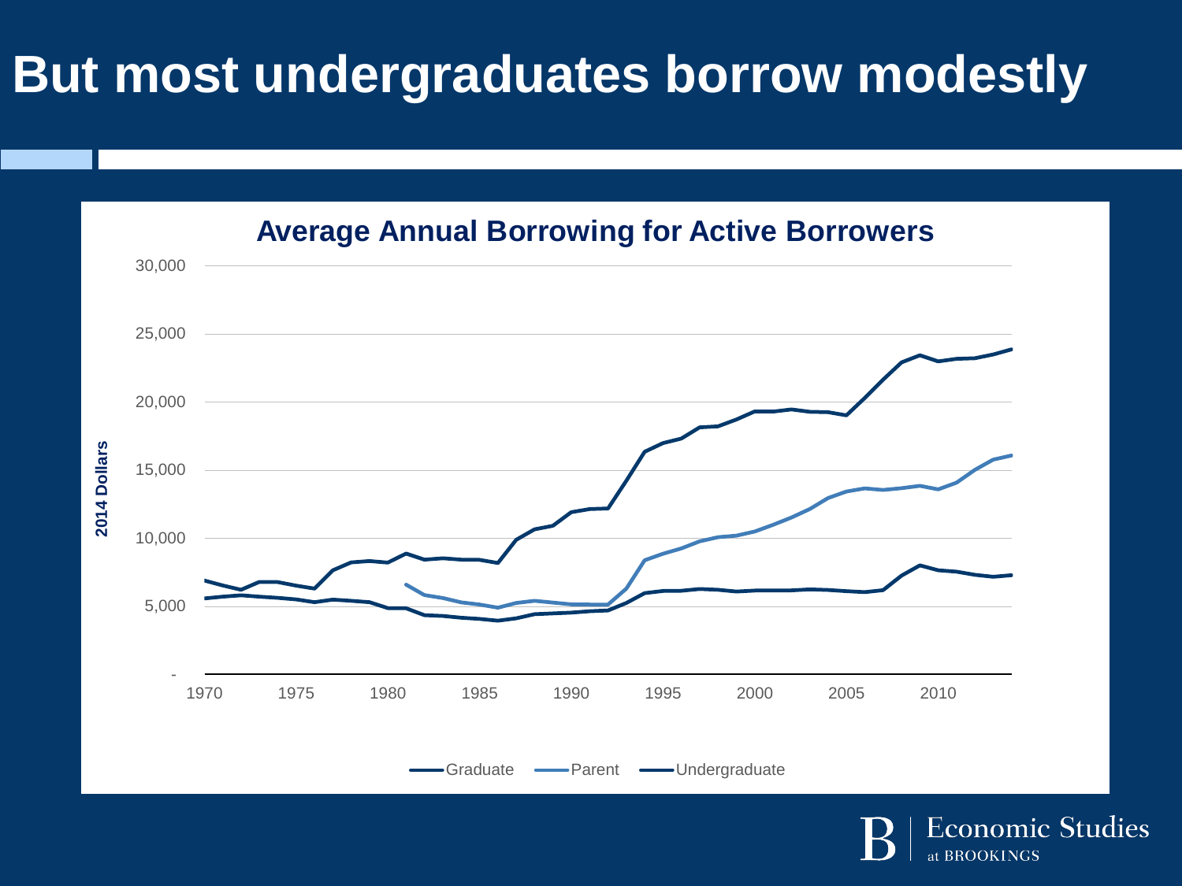# But most undergraduates borrow modestly

**Average Annual Borrowing for Active Borrowers**

2014 Dollars

30,000
25,000
20,000
15,000
10,000
5,000
-

1970 1975 1980 1985 1990 1995 2000 2005 2010

Graduate Parent Undergraduate

Economic Studies at BROOKINGS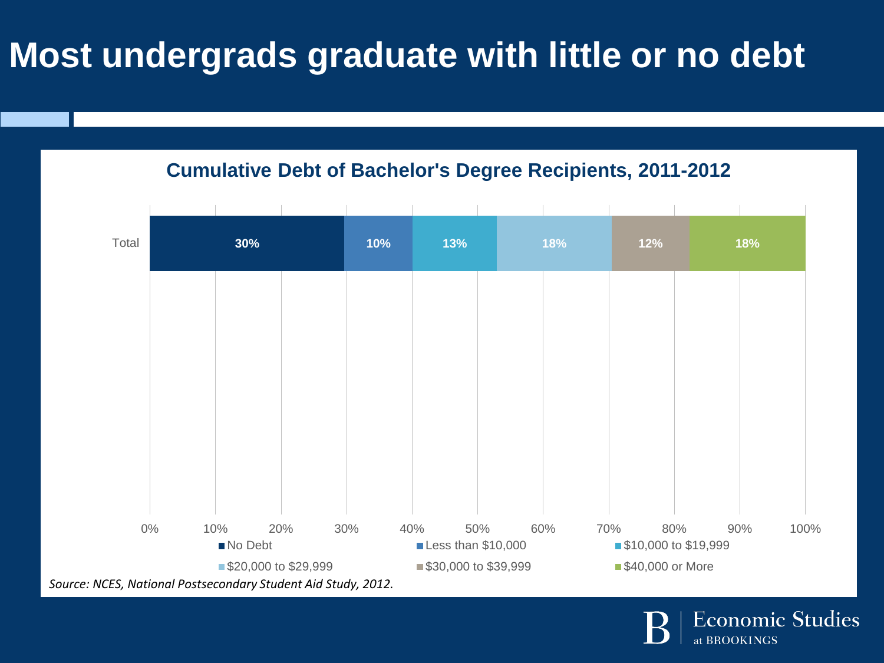# Most undergrads graduate with little or no debt

**Cumulative Debt of Bachelor's Degree Recipients, 2011-2012**

| | No Debt | Less than $10,000 | $10,000 to $19,999 | $20,000 to $29,999 | $30,000 to $39,999 | $40,000 or More |
|---|---|---|---|---|---|---|
| Total | 30% | 10% | 13% | 18% | 12% | 18% |

*Source: NCES, National Postsecondary Student Aid Study, 2012.*

Economic Studies at BROOKINGS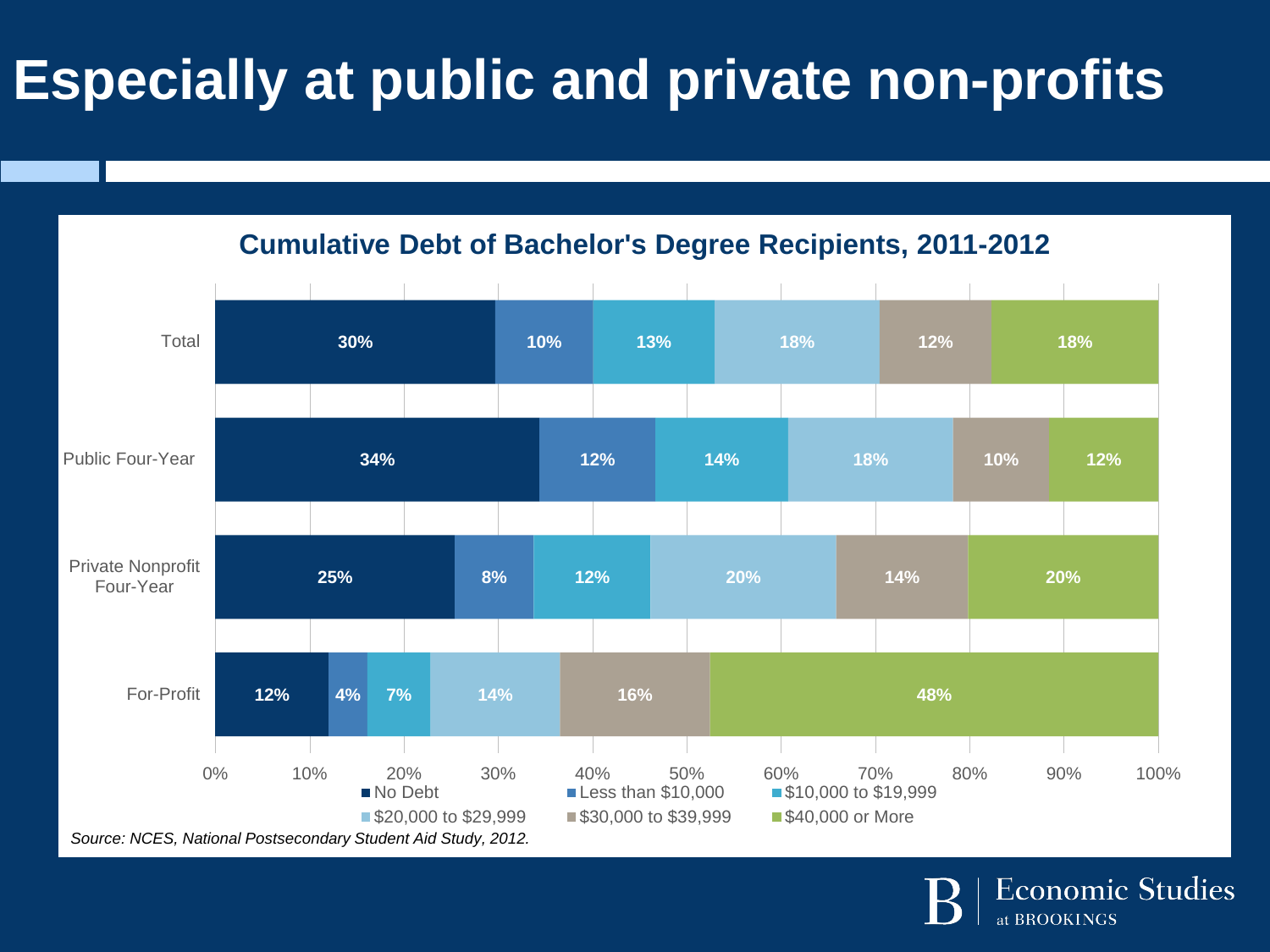# Especially at public and private non-profits

## Cumulative Debt of Bachelor's Degree Recipients, 2011-2012

| | No Debt | Less than $10,000 | $10,000 to $19,999 | $20,000 to $29,999 | $30,000 to $39,999 | $40,000 or More |
|---|---|---|---|---|---|---|
| Total | 30% | 10% | 13% | 18% | 12% | 18% |
| Public Four-Year | 34% | 12% | 14% | 18% | 10% | 12% |
| Private Nonprofit Four-Year | 25% | 8% | 12% | 20% | 14% | 20% |
| For-Profit | 12% | 4% | 7% | 14% | 16% | 48% |

*Source: NCES, National Postsecondary Student Aid Study, 2012.*

Economic Studies at BROOKINGS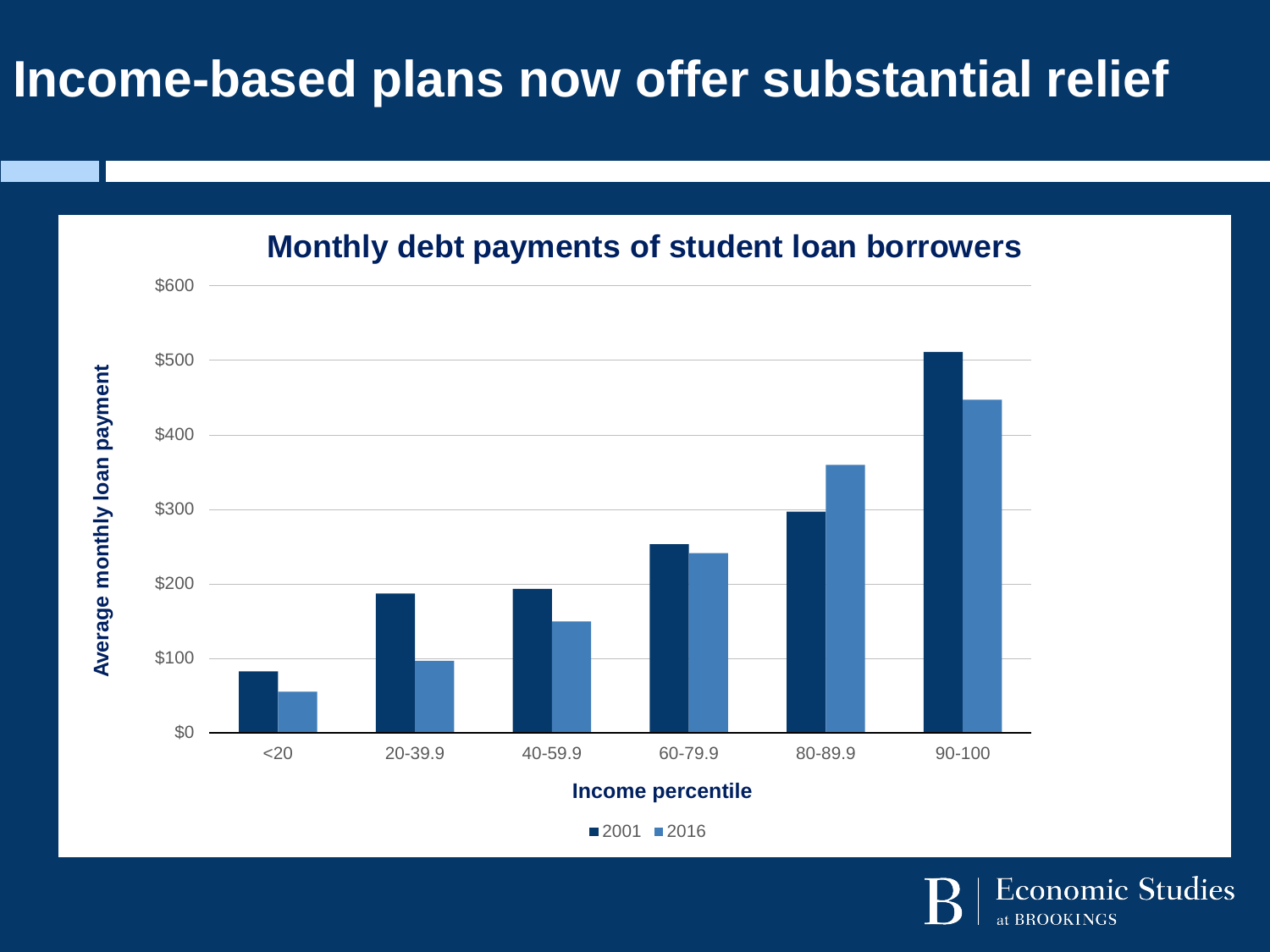# Income-based plans now offer substantial relief

**Monthly debt payments of student loan borrowers**

| Income percentile | 2001 | 2016 |
|---|---|---|
| <20 | ~$82 | ~$55 |
| 20-39.9 | ~$187 | ~$97 |
| 40-59.9 | ~$193 | ~$149 |
| 60-79.9 | ~$253 | ~$241 |
| 80-89.9 | ~$297 | ~$360 |
| 90-100 | ~$511 | ~$447 |

Y-axis: Average monthly loan payment ($0 to $600)

X-axis: Income percentile

Legend: 2001, 2016

Economic Studies at BROOKINGS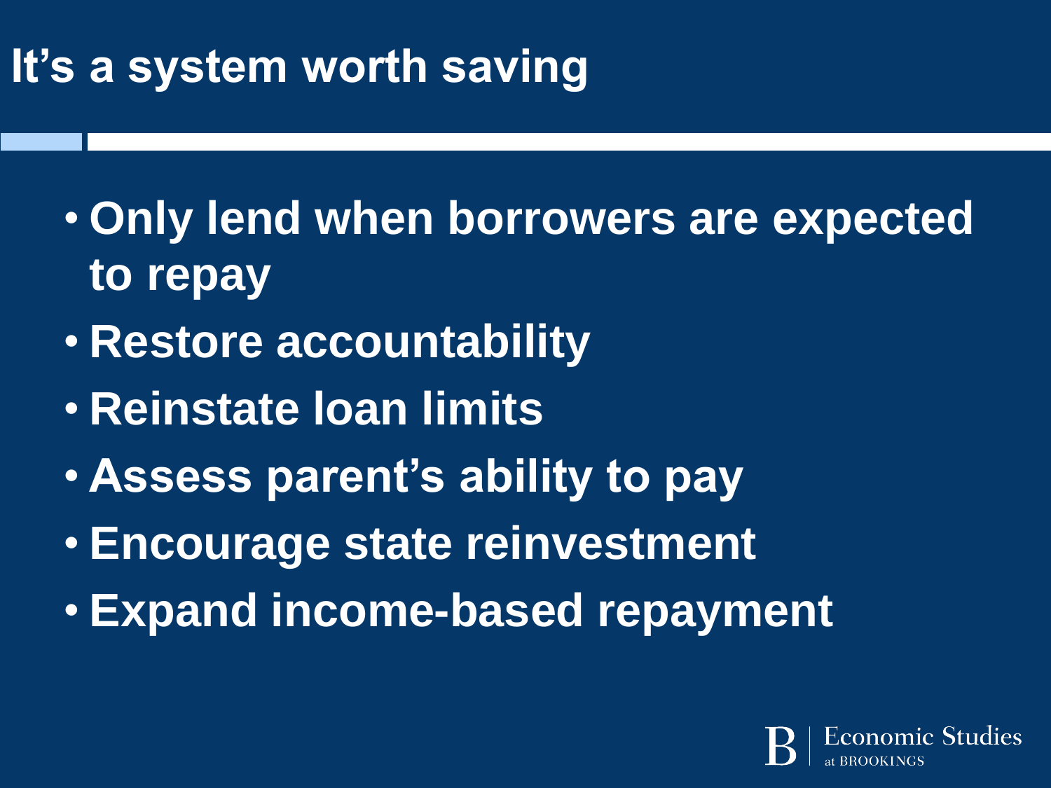# It's a system worth saving

- Only lend when borrowers are expected to repay
- Restore accountability
- Reinstate loan limits
- Assess parent's ability to pay
- Encourage state reinvestment
- Expand income-based repayment